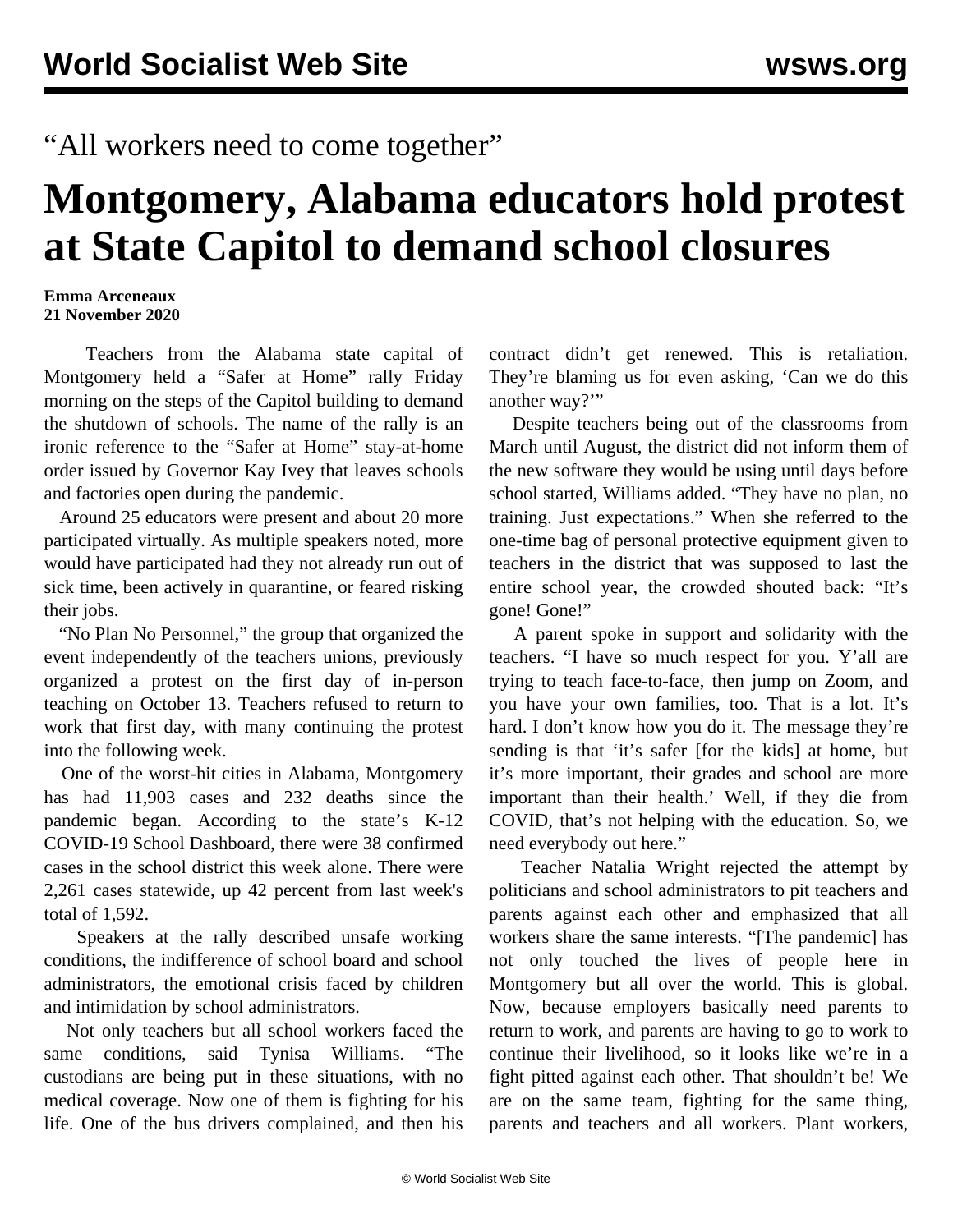“All workers need to come together”

# Montgomery, Alabama educators hold protest at State Capitol to demand school closures

**Emma Arceneaux**
**21 November 2020**

Teachers from the Alabama state capital of Montgomery held a “Safer at Home” rally Friday morning on the steps of the Capitol building to demand the shutdown of schools. The name of the rally is an ironic reference to the “Safer at Home” stay-at-home order issued by Governor Kay Ivey that leaves schools and factories open during the pandemic.

Around 25 educators were present and about 20 more participated virtually. As multiple speakers noted, more would have participated had they not already run out of sick time, been actively in quarantine, or feared risking their jobs.

“No Plan No Personnel,” the group that organized the event independently of the teachers unions, previously organized a protest on the first day of in-person teaching on October 13. Teachers refused to return to work that first day, with many continuing the protest into the following week.

One of the worst-hit cities in Alabama, Montgomery has had 11,903 cases and 232 deaths since the pandemic began. According to the state’s K-12 COVID-19 School Dashboard, there were 38 confirmed cases in the school district this week alone. There were 2,261 cases statewide, up 42 percent from last week's total of 1,592.

Speakers at the rally described unsafe working conditions, the indifference of school board and school administrators, the emotional crisis faced by children and intimidation by school administrators.

Not only teachers but all school workers faced the same conditions, said Tynisa Williams. “The custodians are being put in these situations, with no medical coverage. Now one of them is fighting for his life. One of the bus drivers complained, and then his contract didn’t get renewed. This is retaliation. They’re blaming us for even asking, ‘Can we do this another way?’”

Despite teachers being out of the classrooms from March until August, the district did not inform them of the new software they would be using until days before school started, Williams added. “They have no plan, no training. Just expectations.” When she referred to the one-time bag of personal protective equipment given to teachers in the district that was supposed to last the entire school year, the crowded shouted back: “It’s gone! Gone!”

A parent spoke in support and solidarity with the teachers. “I have so much respect for you. Y’all are trying to teach face-to-face, then jump on Zoom, and you have your own families, too. That is a lot. It’s hard. I don’t know how you do it. The message they’re sending is that ‘it’s safer [for the kids] at home, but it’s more important, their grades and school are more important than their health.’ Well, if they die from COVID, that’s not helping with the education. So, we need everybody out here.”

Teacher Natalia Wright rejected the attempt by politicians and school administrators to pit teachers and parents against each other and emphasized that all workers share the same interests. “[The pandemic] has not only touched the lives of people here in Montgomery but all over the world. This is global. Now, because employers basically need parents to return to work, and parents are having to go to work to continue their livelihood, so it looks like we’re in a fight pitted against each other. That shouldn’t be! We are on the same team, fighting for the same thing, parents and teachers and all workers. Plant workers,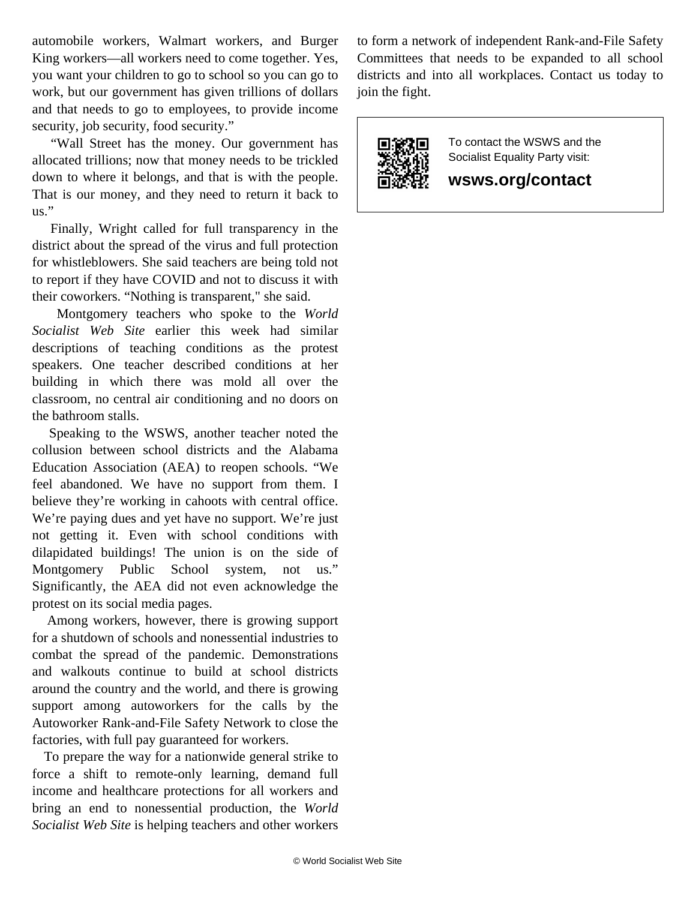automobile workers, Walmart workers, and Burger King workers—all workers need to come together. Yes, you want your children to go to school so you can go to work, but our government has given trillions of dollars and that needs to go to employees, to provide income security, job security, food security."

"Wall Street has the money. Our government has allocated trillions; now that money needs to be trickled down to where it belongs, and that is with the people. That is our money, and they need to return it back to us."

Finally, Wright called for full transparency in the district about the spread of the virus and full protection for whistleblowers. She said teachers are being told not to report if they have COVID and not to discuss it with their coworkers. "Nothing is transparent," she said.

Montgomery teachers who spoke to the *World Socialist Web Site* earlier this week had similar descriptions of teaching conditions as the protest speakers. One teacher described conditions at her building in which there was mold all over the classroom, no central air conditioning and no doors on the bathroom stalls.

Speaking to the WSWS, another teacher noted the collusion between school districts and the Alabama Education Association (AEA) to reopen schools. "We feel abandoned. We have no support from them. I believe they're working in cahoots with central office. We're paying dues and yet have no support. We're just not getting it. Even with school conditions with dilapidated buildings! The union is on the side of Montgomery Public School system, not us." Significantly, the AEA did not even acknowledge the protest on its social media pages.

Among workers, however, there is growing support for a shutdown of schools and nonessential industries to combat the spread of the pandemic. Demonstrations and walkouts continue to build at school districts around the country and the world, and there is growing support among autoworkers for the calls by the Autoworker Rank-and-File Safety Network to close the factories, with full pay guaranteed for workers.

To prepare the way for a nationwide general strike to force a shift to remote-only learning, demand full income and healthcare protections for all workers and bring an end to nonessential production, the *World Socialist Web Site* is helping teachers and other workers to form a network of independent Rank-and-File Safety Committees that needs to be expanded to all school districts and into all workplaces. Contact us today to join the fight.

To contact the WSWS and the Socialist Equality Party visit:

**wsws.org/contact**